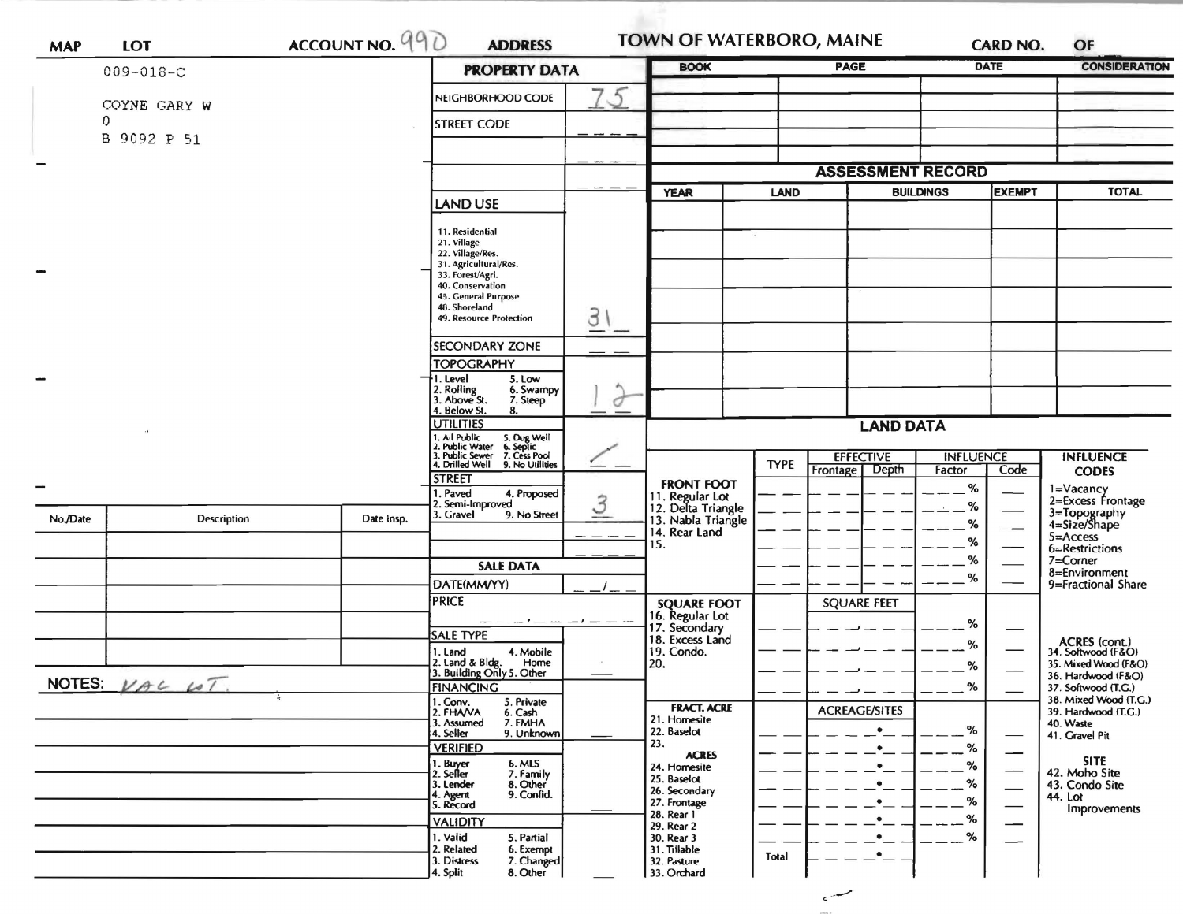**MAP** | **LOT** | **ACCOUNT NO.** 990 | **ADDRESS** | **TOWN OF WATERBORO, MAINE** | **CARD NO.** | **OF**

009-018-C

COYNE GARY W

0

B 9092 P 51

## PROPERTY DATA

| | |
|---|---|
| NEIGHBORHOOD CODE | 75 |
| STREET CODE | |
| LAND USE<br>11. Residential<br>21. Village<br>22. Village/Res.<br>31. Agricultural/Res.<br>33. Forest/Agri.<br>40. Conservation<br>45. General Purpose<br>48. Shoreland<br>49. Resource Protection | 31 |
| SECONDARY ZONE | |
| TOPOGRAPHY<br>1. Level 5. Low<br>2. Rolling 6. Swampy<br>3. Above St. 7. Steep<br>4. Below St. 8. | 1 2 |
| UTILITIES<br>1. All Public 5. Dug Well<br>2. Public Water 6. Septic<br>3. Public Sewer 7. Cess Pool<br>4. Drilled Well 9. No Utilities | / |
| STREET<br>1. Paved 4. Proposed<br>2. Semi-Improved<br>3. Gravel 9. No Street | 3 |

## SALE DATA

| | |
|---|---|
| DATE(MM/YY) | / |
| PRICE | |
| SALE TYPE<br>1. Land 4. Mobile Home<br>2. Land & Bldg.<br>3. Building Only 5. Other | |
| FINANCING<br>1. Conv. 5. Private<br>2. FHA/VA 6. Cash<br>3. Assumed 7. FMHA<br>4. Seller 9. Unknown | |
| VERIFIED<br>1. Buyer 6. MLS<br>2. Seller 7. Family<br>3. Lender 8. Other<br>4. Agent 9. Confid.<br>5. Record | |
| VALIDITY<br>1. Valid 5. Partial<br>2. Related 6. Exempt<br>3. Distress 7. Changed<br>4. Split 8. Other | |

| BOOK | PAGE | DATE | CONSIDERATION |
|---|---|---|---|
| | | | |

## ASSESSMENT RECORD

| YEAR | LAND | BUILDINGS | EXEMPT | TOTAL |
|---|---|---|---|---|
| | | | | |

## LAND DATA

| | TYPE | EFFECTIVE Frontage | EFFECTIVE Depth | INFLUENCE Factor | INFLUENCE Code |
|---|---|---|---|---|---|
| FRONT FOOT<br>11. Regular Lot<br>12. Delta Triangle<br>13. Nabla Triangle<br>14. Rear Land<br>15. | | | | % | |
| SQUARE FOOT<br>16. Regular Lot<br>17. Secondary<br>18. Excess Land<br>19. Condo.<br>20. | | SQUARE FEET | | % | |
| FRACT. ACRE<br>21. Homesite<br>22. Baselot<br>23.<br>ACRES<br>24. Homesite<br>25. Baselot<br>26. Secondary<br>27. Frontage<br>28. Rear 1<br>29. Rear 2<br>30. Rear 3<br>31. Tillable<br>32. Pasture<br>33. Orchard | Total | ACREAGE/SITES | | % | |

**INFLUENCE CODES**
1=Vacancy
2=Excess Frontage
3=Topography
4=Size/Shape
5=Access
6=Restrictions
7=Corner
8=Environment
9=Fractional Share

**ACRES (cont.)**
34. Softwood (F&O)
35. Mixed Wood (F&O)
36. Hardwood (F&O)
37. Softwood (T.G.)
38. Mixed Wood (T.G.)
39. Hardwood (T.G.)
40. Waste
41. Gravel Pit

**SITE**
42. Moho Site
43. Condo Site
44. Lot Improvements

| No./Date | Description | Date Insp. |
|---|---|---|
| | | |

NOTES: VAC LOT.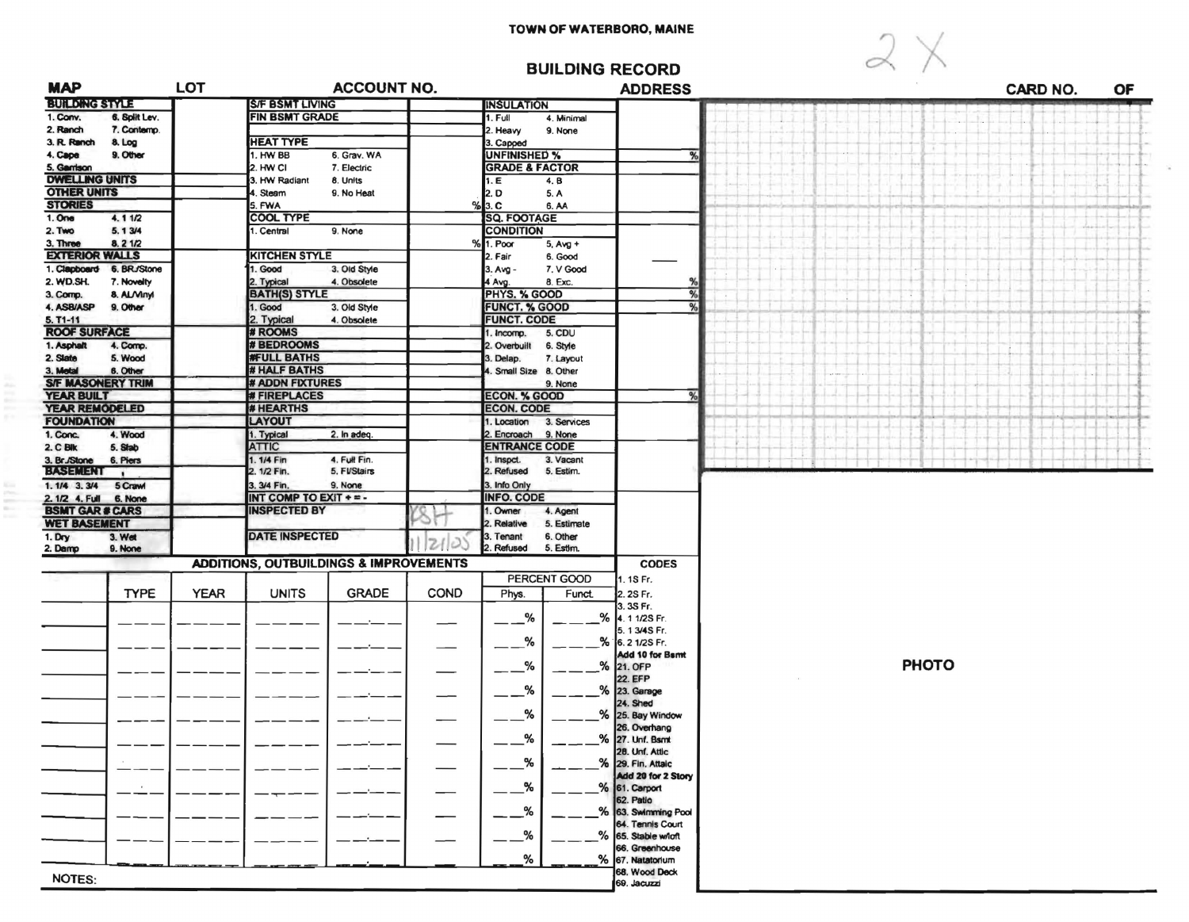# TOWN OF WATERBORO, MAINE

2 X

## BUILDING RECORD

**MAP** | **LOT** | **ACCOUNT NO.** | **ADDRESS** | **CARD NO.** | **OF**

| | | | | | |
|---|---|---|---|---|---|
| **BUILDING STYLE** | | **S/F BSMT LIVING** | | **INSULATION** | |
| 1. Conv. 6. Split Lev. 2. Ranch 7. Contemp. 3. R. Ranch 8. Log 4. Cape 9. Other 5. Garrison | | **FIN BSMT GRADE** | | 1. Full 4. Minimal 2. Heavy 9. None 3. Capped | |
| **DWELLING UNITS** | | **HEAT TYPE** 1. HW BB 6. Grav. WA 2. HW CI 7. Electric 3. HW Radiant 8. Units 4. Steam 9. No Heat 5. FWA | % | **UNFINISHED %** | % |
| **OTHER UNITS** | | | | **GRADE & FACTOR** 1. E 4. B 2. D 5. A 3. C 6. AA | |
| **STORIES** 1. One 4. 1 1/2 2. Two 5. 1 3/4 3. Three 8. 2 1/2 | | **COOL TYPE** 1. Central 9. None | % | **SQ. FOOTAGE** | |
| | | | | **CONDITION** 1. Poor 5. Avg + 2. Fair 6. Good 3. Avg - 7. V Good 4 Avg. 8. Exc. | % |
| **EXTERIOR WALLS** 1. Clapboard 6. BR./Stone 2. WD.SH. 7. Novelty 3. Comp. 8. AL/Vinyl 4. ASB/ASP 9. Other 5. T1-11 | | **KITCHEN STYLE** 1. Good 3. Old Style 2. Typical 4. Obsolete | | **PHYS. % GOOD** | % |
| | | **BATH(S) STYLE** 1. Good 3. Old Style 2. Typical 4. Obsolete | | **FUNCT. % GOOD** | % |
| **ROOF SURFACE** 1. Asphalt 4. Comp. 2. Slate 5. Wood 3. Metal 6. Other | | **# ROOMS** | | **FUNCT. CODE** 1. Incomp. 5. CDU 2. Overbuilt 6. Style 3. Delap. 7. Layout 4. Small Size 8. Other 9. None | |
| | | **# BEDROOMS** | | | |
| | | **#FULL BATHS** | | | |
| | | **# HALF BATHS** | | | |
| **S/F MASONERY TRIM** | | **# ADDN FIXTURES** | | | |
| **YEAR BUILT** | | **# FIREPLACES** | | **ECON. % GOOD** | % |
| **YEAR REMODELED** | | **# HEARTHS** | | **ECON. CODE** 1. Location 3. Services 2. Encroach 9. None | |
| **FOUNDATION** 1. Conc. 4. Wood 2. C Blk 5. Slab 3. Br./Stone 6. Piers | | **LAYOUT** 1. Typical 2. In adeq. | | | |
| | | **ATTIC** 1. 1/4 Fin 4. Full Fin. 2. 1/2 Fin. 5. Fl/Stairs 3. 3/4 Fin. 9. None | | **ENTRANCE CODE** 1. Inspct. 3. Vacant 2. Refused 5. Estim. 3. Info Only | |
| **BASEMENT** 1. 1/4 3. 3/4 5 Crawl 2. 1/2 4. Full 6. None | | | | | |
| | | **INT COMP TO EXIT + = -** | | **INFO. CODE** | |
| **BSMT GAR # CARS** | | **INSPECTED BY** | KSH | 1. Owner 4. Agent 2. Relative 5. Estimate | |
| **WET BASEMENT** 1. Dry 3. Wet 2. Damp 9. None | | **DATE INSPECTED** | 11/21/25 | 3. Tenant 6. Other 2. Refused 5. Estim. | |

## ADDITIONS, OUTBUILDINGS & IMPROVEMENTS

| | TYPE | YEAR | UNITS | GRADE | COND | PERCENT GOOD Phys. | PERCENT GOOD Funct. |
|---|---|---|---|---|---|---|---|
| | | | | | | % | % |
| | | | | | | % | % |
| | | | | | | % | % |
| | | | | | | % | % |
| | | | | | | % | % |
| | | | | | | % | % |
| | | | | | | % | % |
| | | | | | | % | % |
| | | | | | | % | % |
| | | | | | | % | % |
| | | | | | | % | % |

**CODES**

1. 1S Fr.
2. 2S Fr.
3. 3S Fr.
4. 1 1/2S Fr.
5. 1 3/4S Fr.
6. 2 1/2S Fr.

**Add 10 for Bsmt**

21. OFP
22. EFP
23. Garage
24. Shed
25. Bay Window
26. Overhang
27. Unf. Bsmt
28. Unf. Attic
29. Fin. Attaic

**Add 20 for 2 Story**

61. Carport
62. Patio
63. Swimming Pool
64. Tennis Court
65. Stable w/loft
66. Greenhouse
67. Natatorium
68. Wood Deck
69. Jacuzzi

PHOTO

NOTES: